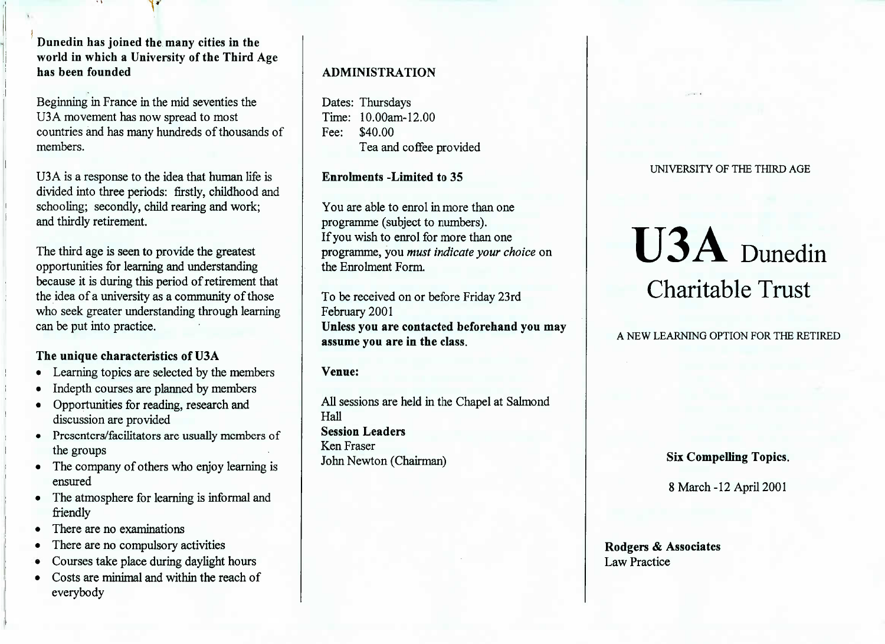**Dunedin has joined the many cities in the world in which a University of the Third Age has been founded**

Beginning in France in the mid seventies the U3A movement has now spread to most countries and has many hundreds of thousands of members.

U3A is a response to the idea that human life is divided into three periods: firstly, childhood and schooling; secondly, child rearing and work; and thirdly retirement.

The third age is seen to provide the greatest opportunities for learning and understanding because it is during this period of retirement that the idea of a university as a community of those who seek greater understanding through learning can be put into practice.

**The unique characteristics of U3A**

- Learning topics are selected by the members
- Indepth courses are planned by members
- Opportunities for reading, research and discussion are provided
- Presenters/facilitators are usually members of the groups
- The company of others who enjoy learning is ensured
- The atmosphere for learning is informal and friendly
- There are no examinations
- There are no compulsory activities
- Courses take place during daylight hours
- Costs are minimal and within the reach of everybody

## ADMINISTRATION

Dates: Thursdays
Time: 10.00am-12.00
Fee: $40.00
Tea and coffee provided

**Enrolments -Limited to 35**

You are able to enrol in more than one programme (subject to numbers).
If you wish to enrol for more than one programme, you *must indicate your choice* on the Enrolment Form.

To be received on or before Friday 23rd February 2001
**Unless you are contacted beforehand you may assume you are in the class.**

**Venue:**

All sessions are held in the Chapel at Salmond Hall
**Session Leaders**
Ken Fraser
John Newton (Chairman)

UNIVERSITY OF THE THIRD AGE

# U3A Dunedin Charitable Trust

A NEW LEARNING OPTION FOR THE RETIRED

**Six Compelling Topics.**

8 March -12 April 2001

**Rodgers & Associates**
Law Practice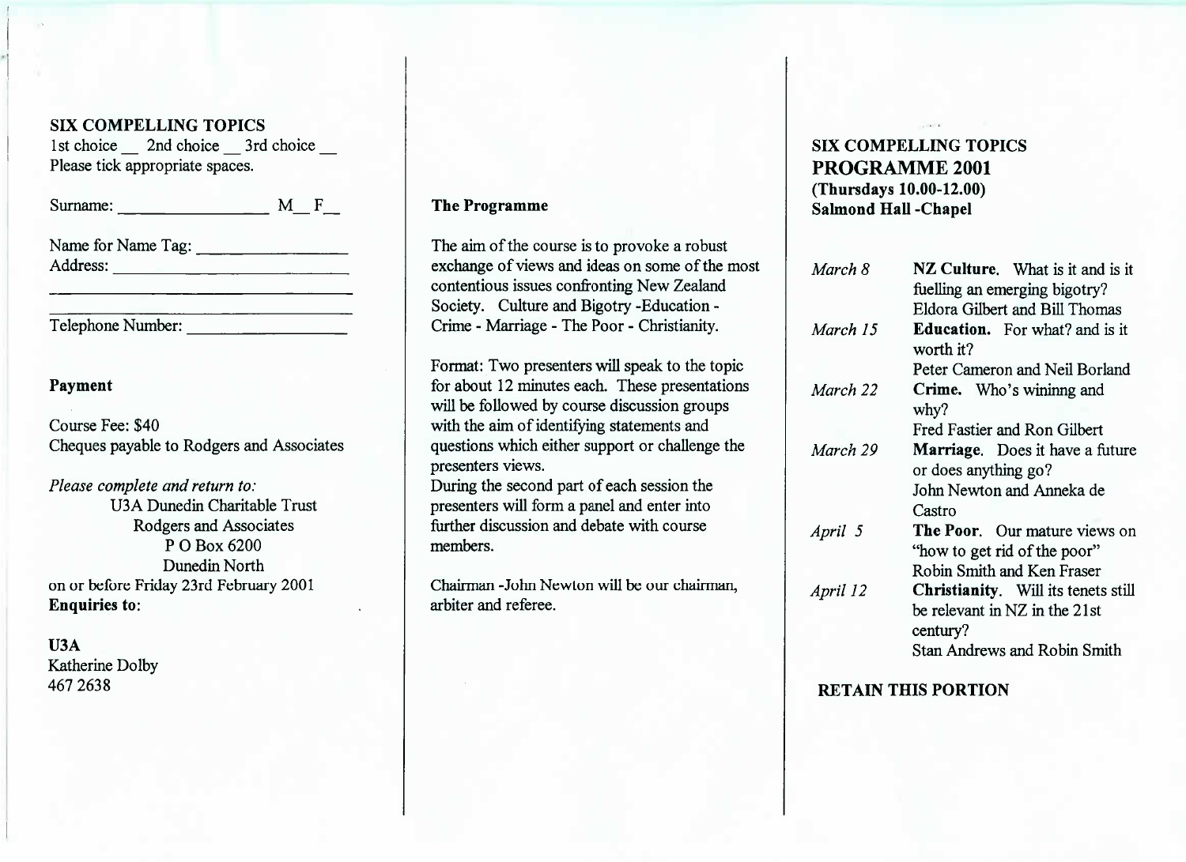**SIX COMPELLING TOPICS**

1st choice __ 2nd choice __ 3rd choice __
Please tick appropriate spaces.

Surname: ________________ M__ F__

Name for Name Tag: ________________
Address: ________________________

________________________________

Telephone Number: ________________

**Payment**

Course Fee: $40
Cheques payable to Rodgers and Associates

*Please complete and return to:*
U3A Dunedin Charitable Trust
Rodgers and Associates
P O Box 6200
Dunedin North
on or before Friday 23rd February 2001

**Enquiries to:**

**U3A**
Katherine Dolby
467 2638

**The Programme**

The aim of the course is to provoke a robust exchange of views and ideas on some of the most contentious issues confronting New Zealand Society. Culture and Bigotry -Education - Crime - Marriage - The Poor - Christianity.

Format: Two presenters will speak to the topic for about 12 minutes each. These presentations will be followed by course discussion groups with the aim of identifying statements and questions which either support or challenge the presenters views.
During the second part of each session the presenters will form a panel and enter into further discussion and debate with course members.

Chairman -John Newton will be our chairman, arbiter and referee.

**SIX COMPELLING TOPICS**
**PROGRAMME 2001**
**(Thursdays 10.00-12.00)**
**Salmond Hall -Chapel**

| | |
|---|---|
| *March 8* | **NZ Culture**. What is it and is it fuelling an emerging bigotry? Eldora Gilbert and Bill Thomas |
| *March 15* | **Education.** For what? and is it worth it? Peter Cameron and Neil Borland |
| *March 22* | **Crime.** Who's wininng and why? Fred Fastier and Ron Gilbert |
| *March 29* | **Marriage**. Does it have a future or does anything go? John Newton and Anneka de Castro |
| *April 5* | **The Poor**. Our mature views on "how to get rid of the poor" Robin Smith and Ken Fraser |
| *April 12* | **Christianity**. Will its tenets still be relevant in NZ in the 21st century? Stan Andrews and Robin Smith |

**RETAIN THIS PORTION**